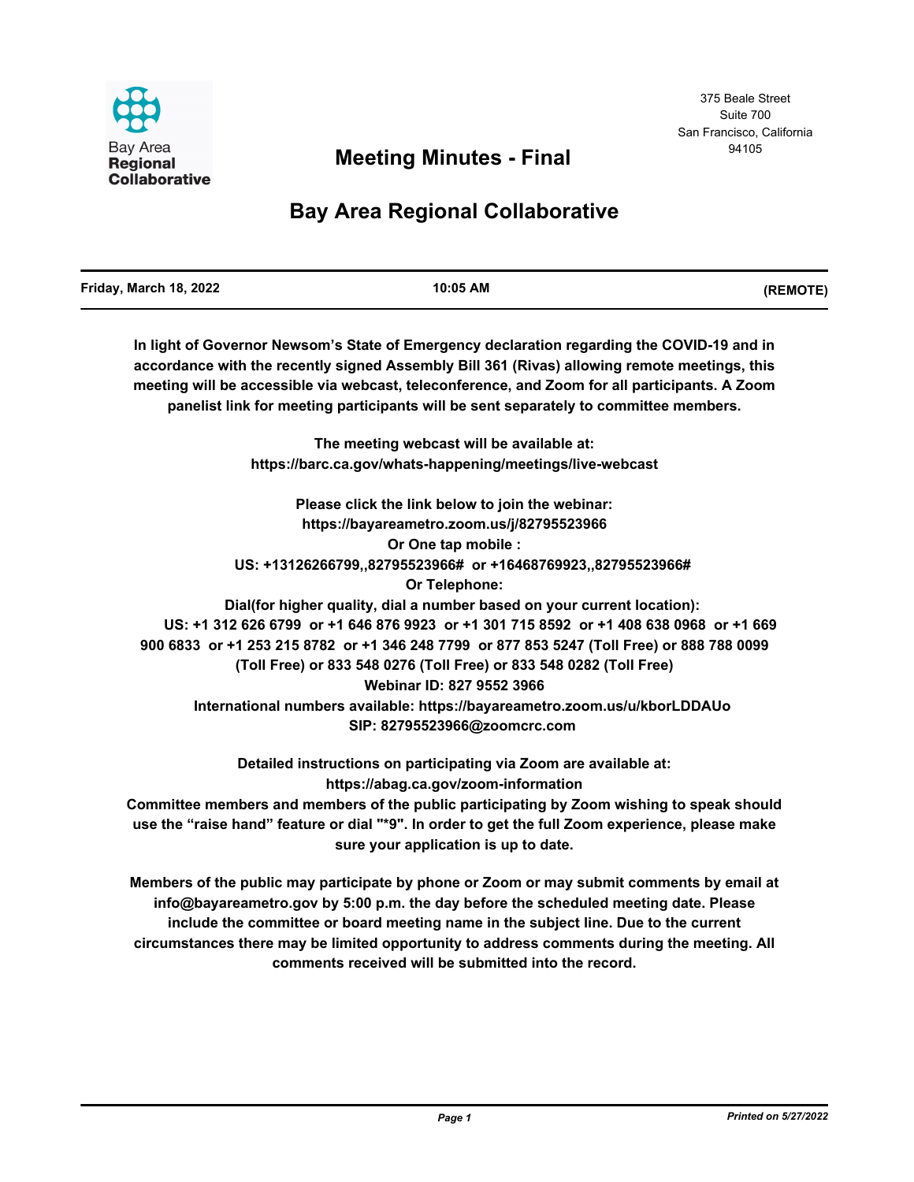Bay Area Regional Collaborative

375 Beale Street
Suite 700
San Francisco, California
94105

# Meeting Minutes - Final

# Bay Area Regional Collaborative

| Friday, March 18, 2022 | 10:05 AM | (REMOTE) |
|---|---|---|

**In light of Governor Newsom's State of Emergency declaration regarding the COVID-19 and in accordance with the recently signed Assembly Bill 361 (Rivas) allowing remote meetings, this meeting will be accessible via webcast, teleconference, and Zoom for all participants. A Zoom panelist link for meeting participants will be sent separately to committee members.**

**The meeting webcast will be available at:**
**https://barc.ca.gov/whats-happening/meetings/live-webcast**

**Please click the link below to join the webinar:**
**https://bayareametro.zoom.us/j/82795523966**
**Or One tap mobile :**
**US: +13126266799,,82795523966# or +16468769923,,82795523966#**
**Or Telephone:**
**Dial(for higher quality, dial a number based on your current location):**
**US: +1 312 626 6799 or +1 646 876 9923 or +1 301 715 8592 or +1 408 638 0968 or +1 669 900 6833 or +1 253 215 8782 or +1 346 248 7799 or 877 853 5247 (Toll Free) or 888 788 0099 (Toll Free) or 833 548 0276 (Toll Free) or 833 548 0282 (Toll Free)**
**Webinar ID: 827 9552 3966**
**International numbers available: https://bayareametro.zoom.us/u/kborLDDAUo**
**SIP: 82795523966@zoomcrc.com**

**Detailed instructions on participating via Zoom are available at:**
**https://abag.ca.gov/zoom-information**
**Committee members and members of the public participating by Zoom wishing to speak should use the "raise hand" feature or dial "*9". In order to get the full Zoom experience, please make sure your application is up to date.**

**Members of the public may participate by phone or Zoom or may submit comments by email at info@bayareametro.gov by 5:00 p.m. the day before the scheduled meeting date. Please include the committee or board meeting name in the subject line. Due to the current circumstances there may be limited opportunity to address comments during the meeting. All comments received will be submitted into the record.**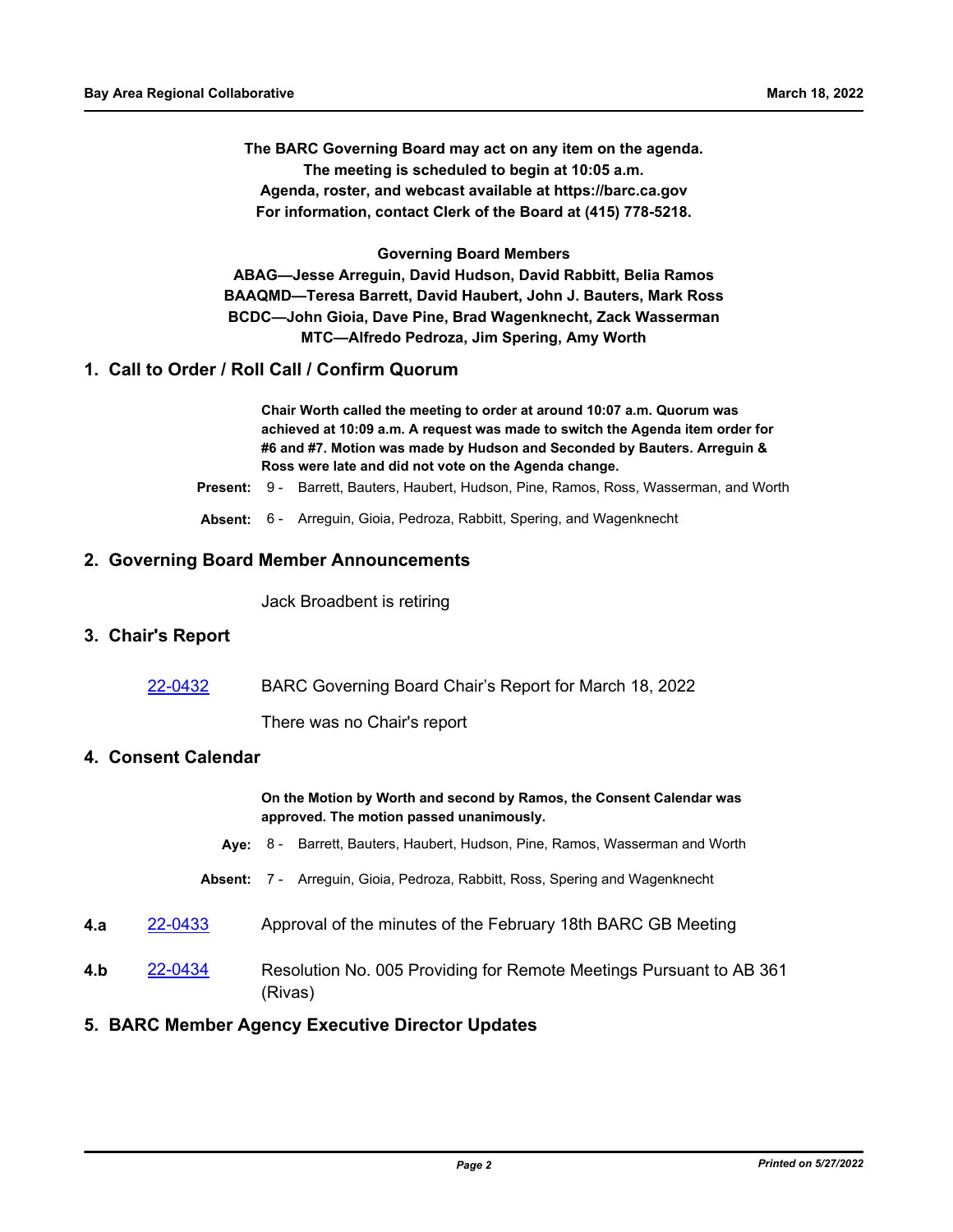**The BARC Governing Board may act on any item on the agenda.**
**The meeting is scheduled to begin at 10:05 a.m.**
**Agenda, roster, and webcast available at https://barc.ca.gov**
**For information, contact Clerk of the Board at (415) 778-5218.**

**Governing Board Members**
**ABAG—Jesse Arreguin, David Hudson, David Rabbitt, Belia Ramos**
**BAAQMD—Teresa Barrett, David Haubert, John J. Bauters, Mark Ross**
**BCDC—John Gioia, Dave Pine, Brad Wagenknecht, Zack Wasserman**
**MTC—Alfredo Pedroza, Jim Spering, Amy Worth**

## 1. Call to Order / Roll Call / Confirm Quorum

**Chair Worth called the meeting to order at around 10:07 a.m. Quorum was achieved at 10:09 a.m. A request was made to switch the Agenda item order for #6 and #7. Motion was made by Hudson and Seconded by Bauters. Arreguin & Ross were late and did not vote on the Agenda change.**

**Present:** 9 - Barrett, Bauters, Haubert, Hudson, Pine, Ramos, Ross, Wasserman, and Worth

**Absent:** 6 - Arreguin, Gioia, Pedroza, Rabbitt, Spering, and Wagenknecht

## 2. Governing Board Member Announcements

Jack Broadbent is retiring

## 3. Chair's Report

[22-0432] BARC Governing Board Chair's Report for March 18, 2022

There was no Chair's report

## 4. Consent Calendar

**On the Motion by Worth and second by Ramos, the Consent Calendar was approved. The motion passed unanimously.**

**Aye:** 8 - Barrett, Bauters, Haubert, Hudson, Pine, Ramos, Wasserman and Worth

**Absent:** 7 - Arreguin, Gioia, Pedroza, Rabbitt, Ross, Spering and Wagenknecht

**4.a** [22-0433] Approval of the minutes of the February 18th BARC GB Meeting

**4.b** [22-0434] Resolution No. 005 Providing for Remote Meetings Pursuant to AB 361 (Rivas)

## 5. BARC Member Agency Executive Director Updates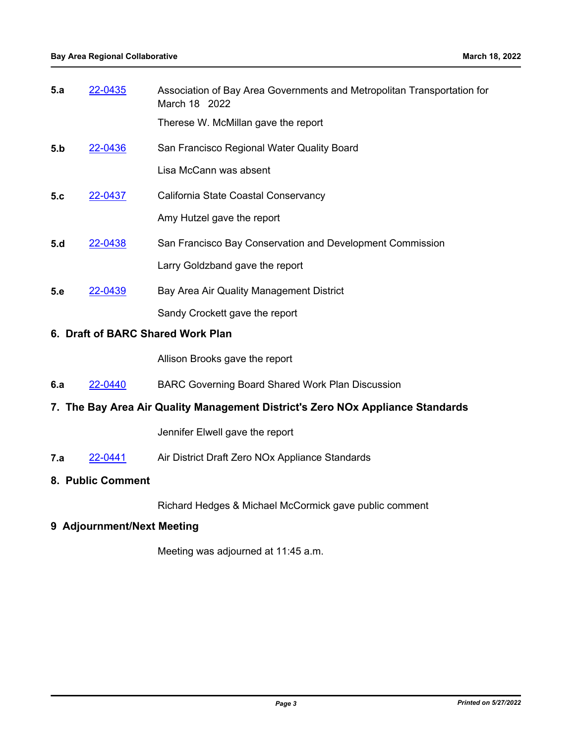**5.a** 22-0435 Association of Bay Area Governments and Metropolitan Transportation for March 18 2022

Therese W. McMillan gave the report

**5.b** 22-0436 San Francisco Regional Water Quality Board

Lisa McCann was absent

**5.c** 22-0437 California State Coastal Conservancy

Amy Hutzel gave the report

**5.d** 22-0438 San Francisco Bay Conservation and Development Commission

Larry Goldzband gave the report

**5.e** 22-0439 Bay Area Air Quality Management District

Sandy Crockett gave the report

## 6. Draft of BARC Shared Work Plan

Allison Brooks gave the report

**6.a** 22-0440 BARC Governing Board Shared Work Plan Discussion

## 7. The Bay Area Air Quality Management District's Zero NOx Appliance Standards

Jennifer Elwell gave the report

**7.a** 22-0441 Air District Draft Zero NOx Appliance Standards

## 8. Public Comment

Richard Hedges & Michael McCormick gave public comment

## 9 Adjournment/Next Meeting

Meeting was adjourned at 11:45 a.m.